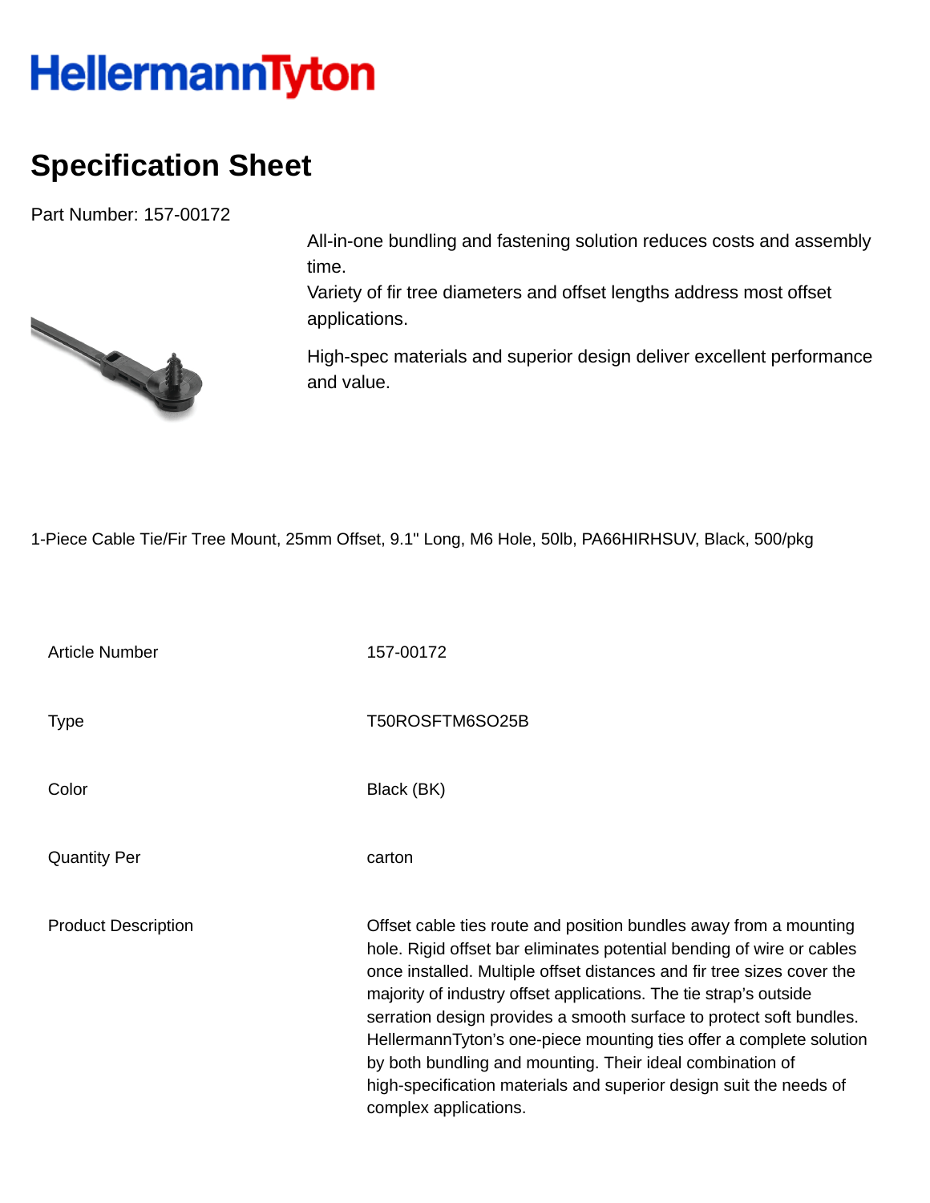# HellermannTyton

## Specification Sheet

Part Number: 157-00172

All-in-one bundling and fastening solution reduces costs and assembly time.
Variety of fir tree diameters and offset lengths address most offset applications.

High-spec materials and superior design deliver excellent performance and value.

1-Piece Cable Tie/Fir Tree Mount, 25mm Offset, 9.1" Long, M6 Hole, 50lb, PA66HIRHSUV, Black, 500/pkg

| | |
|---|---|
| Article Number | 157-00172 |
| Type | T50ROSFTM6SO25B |
| Color | Black (BK) |
| Quantity Per | carton |
| Product Description | Offset cable ties route and position bundles away from a mounting hole. Rigid offset bar eliminates potential bending of wire or cables once installed. Multiple offset distances and fir tree sizes cover the majority of industry offset applications. The tie strap's outside serration design provides a smooth surface to protect soft bundles. HellermannTyton's one-piece mounting ties offer a complete solution by both bundling and mounting. Their ideal combination of high-specification materials and superior design suit the needs of complex applications. |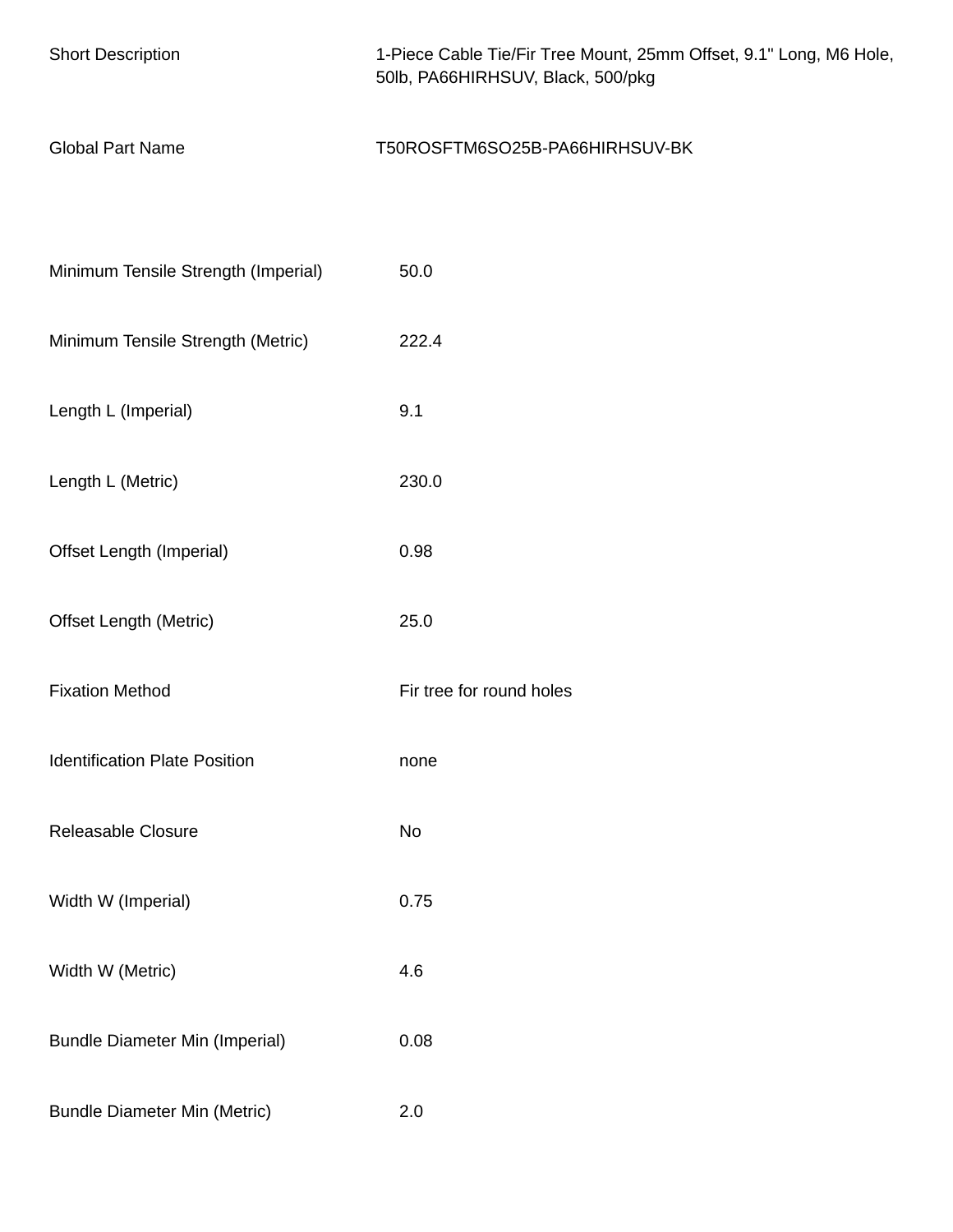| | |
|---|---|
| Short Description | 1-Piece Cable Tie/Fir Tree Mount, 25mm Offset, 9.1" Long, M6 Hole, 50lb, PA66HIRHSUV, Black, 500/pkg |
| Global Part Name | T50ROSFTM6SO25B-PA66HIRHSUV-BK |

| | |
|---|---|
| Minimum Tensile Strength (Imperial) | 50.0 |
| Minimum Tensile Strength (Metric) | 222.4 |
| Length L (Imperial) | 9.1 |
| Length L (Metric) | 230.0 |
| Offset Length (Imperial) | 0.98 |
| Offset Length (Metric) | 25.0 |
| Fixation Method | Fir tree for round holes |
| Identification Plate Position | none |
| Releasable Closure | No |
| Width W (Imperial) | 0.75 |
| Width W (Metric) | 4.6 |
| Bundle Diameter Min (Imperial) | 0.08 |
| Bundle Diameter Min (Metric) | 2.0 |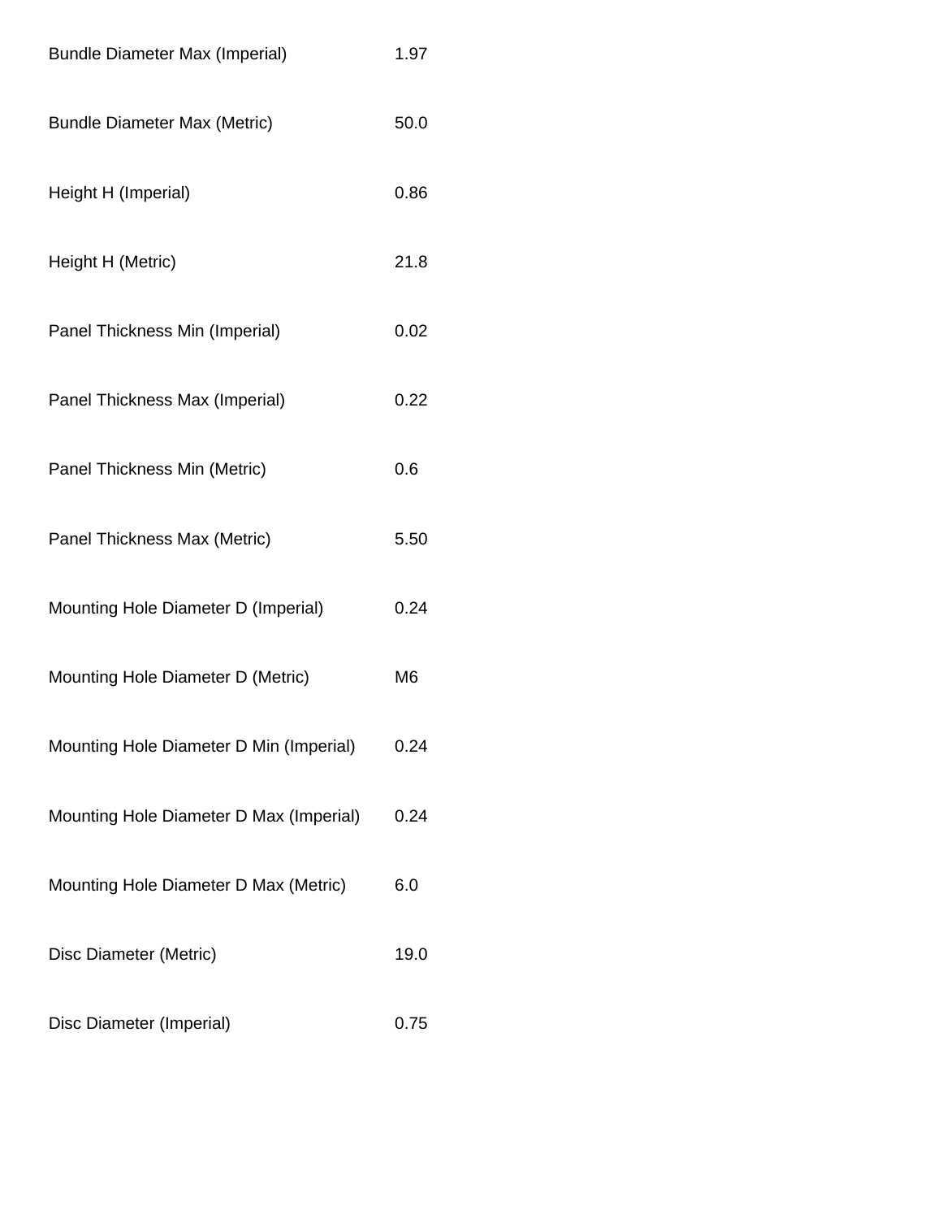| | |
|---|---|
| Bundle Diameter Max (Imperial) | 1.97 |
| Bundle Diameter Max (Metric) | 50.0 |
| Height H (Imperial) | 0.86 |
| Height H (Metric) | 21.8 |
| Panel Thickness Min (Imperial) | 0.02 |
| Panel Thickness Max (Imperial) | 0.22 |
| Panel Thickness Min (Metric) | 0.6 |
| Panel Thickness Max (Metric) | 5.50 |
| Mounting Hole Diameter D (Imperial) | 0.24 |
| Mounting Hole Diameter D (Metric) | M6 |
| Mounting Hole Diameter D Min (Imperial) | 0.24 |
| Mounting Hole Diameter D Max (Imperial) | 0.24 |
| Mounting Hole Diameter D Max (Metric) | 6.0 |
| Disc Diameter (Metric) | 19.0 |
| Disc Diameter (Imperial) | 0.75 |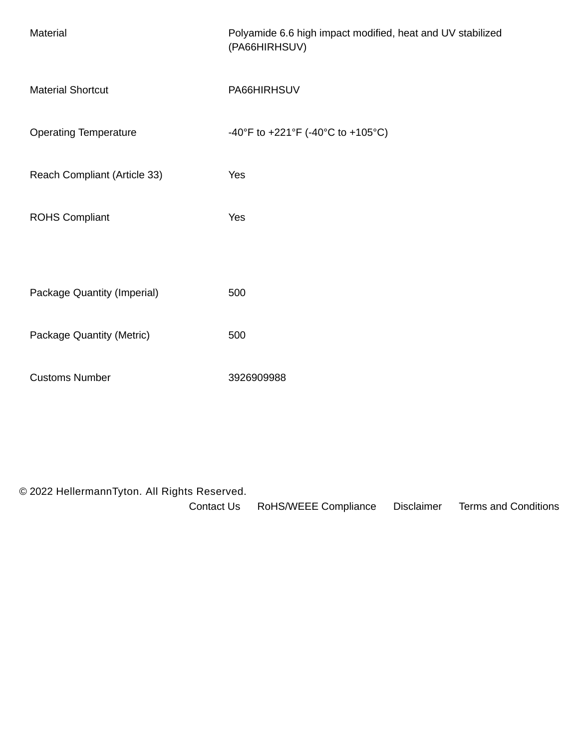| | |
|---|---|
| Material | Polyamide 6.6 high impact modified, heat and UV stabilized (PA66HIRHSUV) |
| Material Shortcut | PA66HIRHSUV |
| Operating Temperature | -40°F to +221°F (-40°C to +105°C) |
| Reach Compliant (Article 33) | Yes |
| ROHS Compliant | Yes |

| | |
|---|---|
| Package Quantity (Imperial) | 500 |
| Package Quantity (Metric) | 500 |
| Customs Number | 3926909988 |

© 2022 HellermannTyton. All Rights Reserved.

Contact Us RoHS/WEEE Compliance Disclaimer Terms and Conditions